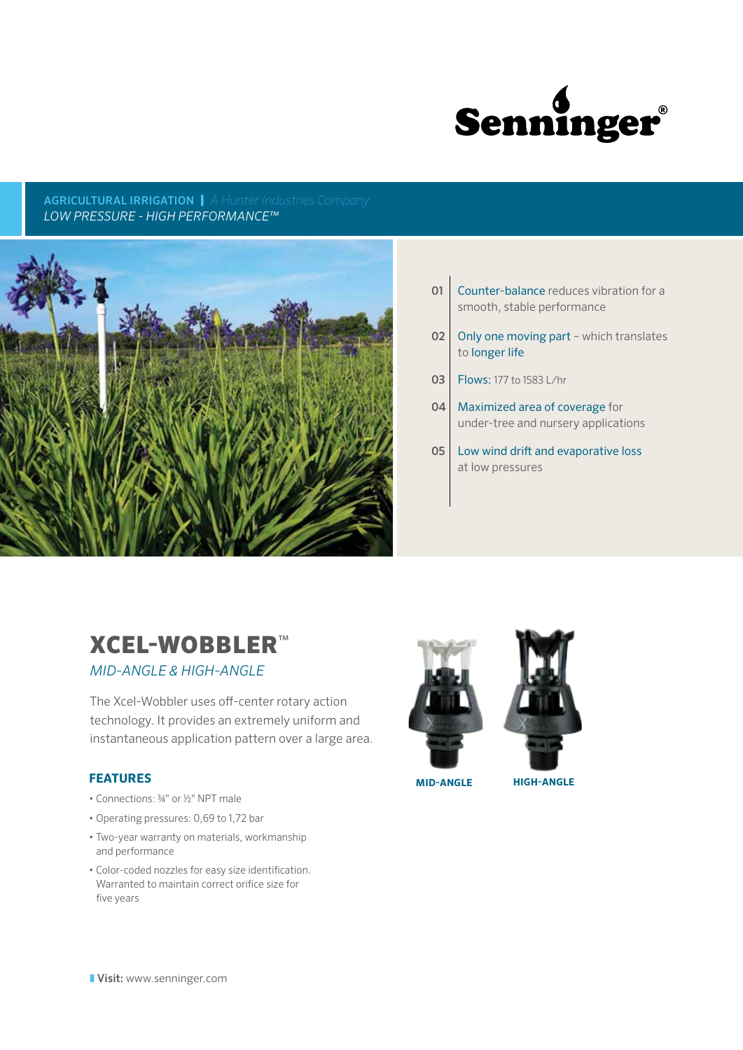Senninger®

**AGRICULTURAL IRRIGATION** | *A Hunter Industries Company*

*LOW PRESSURE - HIGH PERFORMANCE™*

01 Counter-balance reduces vibration for a smooth, stable performance

02 Only one moving part – which translates to longer life

03 Flows: 177 to 1583 L/hr

04 Maximized area of coverage for under-tree and nursery applications

05 Low wind drift and evaporative loss at low pressures

# XCEL-WOBBLER™

*MID-ANGLE & HIGH-ANGLE*

The Xcel-Wobbler uses off-center rotary action technology. It provides an extremely uniform and instantaneous application pattern over a large area.

**MID-ANGLE** **HIGH-ANGLE**

### FEATURES

- Connections: ¾" or ½" NPT male
- Operating pressures: 0,69 to 1,72 bar
- Two-year warranty on materials, workmanship and performance
- Color-coded nozzles for easy size identification. Warranted to maintain correct orifice size for five years

**Visit:** www.senninger.com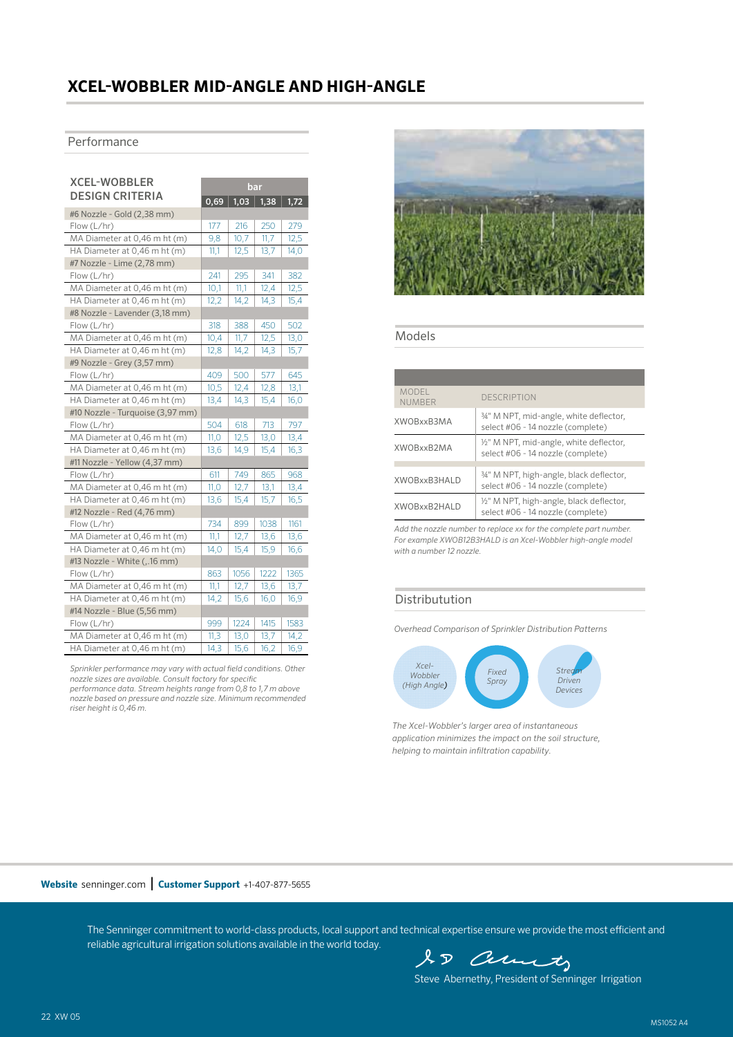# XCEL-WOBBLER MID-ANGLE AND HIGH-ANGLE

## Performance

| XCEL-WOBBLER DESIGN CRITERIA | bar | | | |
|---|---|---|---|---|
| | 0,69 | 1,03 | 1,38 | 1,72 |
| #6 Nozzle - Gold (2,38 mm) | | | | |
| Flow (L/hr) | 177 | 216 | 250 | 279 |
| MA Diameter at 0,46 m ht (m) | 9,8 | 10,7 | 11,7 | 12,5 |
| HA Diameter at 0,46 m ht (m) | 11,1 | 12,5 | 13,7 | 14,0 |
| #7 Nozzle - Lime (2,78 mm) | | | | |
| Flow (L/hr) | 241 | 295 | 341 | 382 |
| MA Diameter at 0,46 m ht (m) | 10,1 | 11,1 | 12,4 | 12,5 |
| HA Diameter at 0,46 m ht (m) | 12,2 | 14,2 | 14,3 | 15,4 |
| #8 Nozzle - Lavender (3,18 mm) | | | | |
| Flow (L/hr) | 318 | 388 | 450 | 502 |
| MA Diameter at 0,46 m ht (m) | 10,4 | 11,7 | 12,5 | 13,0 |
| HA Diameter at 0,46 m ht (m) | 12,8 | 14,2 | 14,3 | 15,7 |
| #9 Nozzle - Grey (3,57 mm) | | | | |
| Flow (L/hr) | 409 | 500 | 577 | 645 |
| MA Diameter at 0,46 m ht (m) | 10,5 | 12,4 | 12,8 | 13,1 |
| HA Diameter at 0,46 m ht (m) | 13,4 | 14,3 | 15,4 | 16,0 |
| #10 Nozzle - Turquoise (3,97 mm) | | | | |
| Flow (L/hr) | 504 | 618 | 713 | 797 |
| MA Diameter at 0,46 m ht (m) | 11,0 | 12,5 | 13,0 | 13,4 |
| HA Diameter at 0,46 m ht (m) | 13,6 | 14,9 | 15,4 | 16,3 |
| #11 Nozzle - Yellow (4,37 mm) | | | | |
| Flow (L/hr) | 611 | 749 | 865 | 968 |
| MA Diameter at 0,46 m ht (m) | 11,0 | 12,7 | 13,1 | 13,4 |
| HA Diameter at 0,46 m ht (m) | 13,6 | 15,4 | 15,7 | 16,5 |
| #12 Nozzle - Red (4,76 mm) | | | | |
| Flow (L/hr) | 734 | 899 | 1038 | 1161 |
| MA Diameter at 0,46 m ht (m) | 11,1 | 12,7 | 13,6 | 13,6 |
| HA Diameter at 0,46 m ht (m) | 14,0 | 15,4 | 15,9 | 16,6 |
| #13 Nozzle - White (,.16 mm) | | | | |
| Flow (L/hr) | 863 | 1056 | 1222 | 1365 |
| MA Diameter at 0,46 m ht (m) | 11,1 | 12,7 | 13,6 | 13,7 |
| HA Diameter at 0,46 m ht (m) | 14,2 | 15,6 | 16,0 | 16,9 |
| #14 Nozzle - Blue (5,56 mm) | | | | |
| Flow (L/hr) | 999 | 1224 | 1415 | 1583 |
| MA Diameter at 0,46 m ht (m) | 11,3 | 13,0 | 13,7 | 14,2 |
| HA Diameter at 0,46 m ht (m) | 14,3 | 15,6 | 16,2 | 16,9 |

*Sprinkler performance may vary with actual field conditions. Other nozzle sizes are available. Consult factory for specific performance data. Stream heights range from 0,8 to 1,7 m above nozzle based on pressure and nozzle size. Minimum recommended riser height is 0,46 m.*

## Models

| MODEL NUMBER | DESCRIPTION |
|---|---|
| XWOBxxB3MA | ¾" M NPT, mid-angle, white deflector, select #06 - 14 nozzle (complete) |
| XWOBxxB2MA | ½" M NPT, mid-angle, white deflector, select #06 - 14 nozzle (complete) |
| XWOBxxB3HALD | ¾" M NPT, high-angle, black deflector, select #06 - 14 nozzle (complete) |
| XWOBxxB2HALD | ½" M NPT, high-angle, black deflector, select #06 - 14 nozzle (complete) |

*Add the nozzle number to replace xx for the complete part number. For example XWOB12B3HALD is an Xcel-Wobbler high-angle model with a number 12 nozzle.*

## Distributution

*Overhead Comparison of Sprinkler Distribution Patterns*

Xcel-Wobbler (High Angle)

Fixed Spray

Stream Driven Devices

*The Xcel-Wobbler's larger area of instantaneous application minimizes the impact on the soil structure, helping to maintain infiltration capability.*

**Website** senninger.com | **Customer Support** +1-407-877-5655

The Senninger commitment to world-class products, local support and technical expertise ensure we provide the most efficient and reliable agricultural irrigation solutions available in the world today.

Steve Abernethy, President of Senninger Irrigation

22 XW 05

MS1052 A4